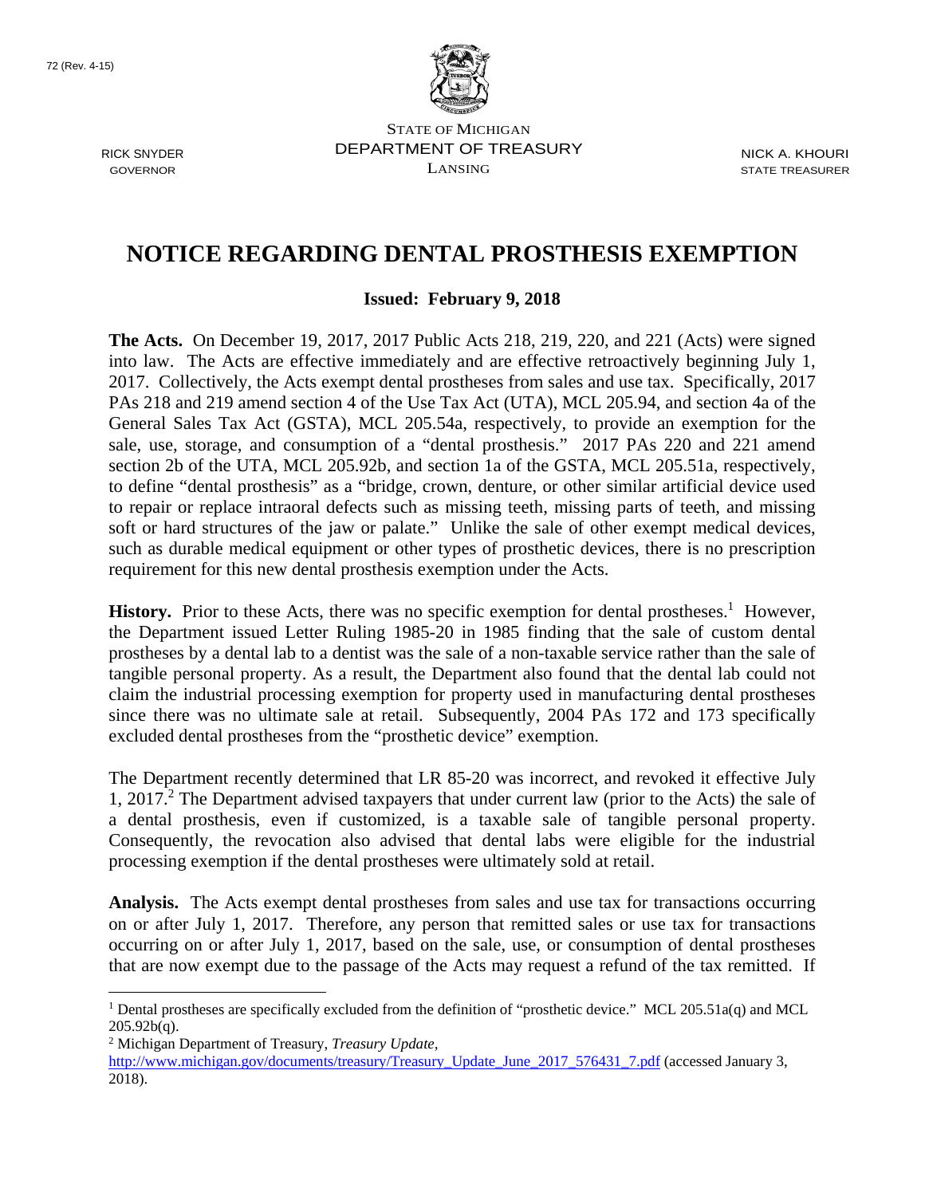72 (Rev. 4-15)

STATE OF MICHIGAN
DEPARTMENT OF TREASURY
LANSING

RICK SNYDER
GOVERNOR

NICK A. KHOURI
STATE TREASURER

# NOTICE REGARDING DENTAL PROSTHESIS EXEMPTION

**Issued: February 9, 2018**

**The Acts.** On December 19, 2017, 2017 Public Acts 218, 219, 220, and 221 (Acts) were signed into law. The Acts are effective immediately and are effective retroactively beginning July 1, 2017. Collectively, the Acts exempt dental prostheses from sales and use tax. Specifically, 2017 PAs 218 and 219 amend section 4 of the Use Tax Act (UTA), MCL 205.94, and section 4a of the General Sales Tax Act (GSTA), MCL 205.54a, respectively, to provide an exemption for the sale, use, storage, and consumption of a "dental prosthesis." 2017 PAs 220 and 221 amend section 2b of the UTA, MCL 205.92b, and section 1a of the GSTA, MCL 205.51a, respectively, to define "dental prosthesis" as a "bridge, crown, denture, or other similar artificial device used to repair or replace intraoral defects such as missing teeth, missing parts of teeth, and missing soft or hard structures of the jaw or palate." Unlike the sale of other exempt medical devices, such as durable medical equipment or other types of prosthetic devices, there is no prescription requirement for this new dental prosthesis exemption under the Acts.

**History.** Prior to these Acts, there was no specific exemption for dental prostheses.[1] However, the Department issued Letter Ruling 1985-20 in 1985 finding that the sale of custom dental prostheses by a dental lab to a dentist was the sale of a non-taxable service rather than the sale of tangible personal property. As a result, the Department also found that the dental lab could not claim the industrial processing exemption for property used in manufacturing dental prostheses since there was no ultimate sale at retail. Subsequently, 2004 PAs 172 and 173 specifically excluded dental prostheses from the "prosthetic device" exemption.

The Department recently determined that LR 85-20 was incorrect, and revoked it effective July 1, 2017.[2] The Department advised taxpayers that under current law (prior to the Acts) the sale of a dental prosthesis, even if customized, is a taxable sale of tangible personal property. Consequently, the revocation also advised that dental labs were eligible for the industrial processing exemption if the dental prostheses were ultimately sold at retail.

**Analysis.** The Acts exempt dental prostheses from sales and use tax for transactions occurring on or after July 1, 2017. Therefore, any person that remitted sales or use tax for transactions occurring on or after July 1, 2017, based on the sale, use, or consumption of dental prostheses that are now exempt due to the passage of the Acts may request a refund of the tax remitted. If

---

[1] Dental prostheses are specifically excluded from the definition of "prosthetic device." MCL 205.51a(q) and MCL 205.92b(q).

[2] Michigan Department of Treasury, *Treasury Update*, http://www.michigan.gov/documents/treasury/Treasury_Update_June_2017_576431_7.pdf (accessed January 3, 2018).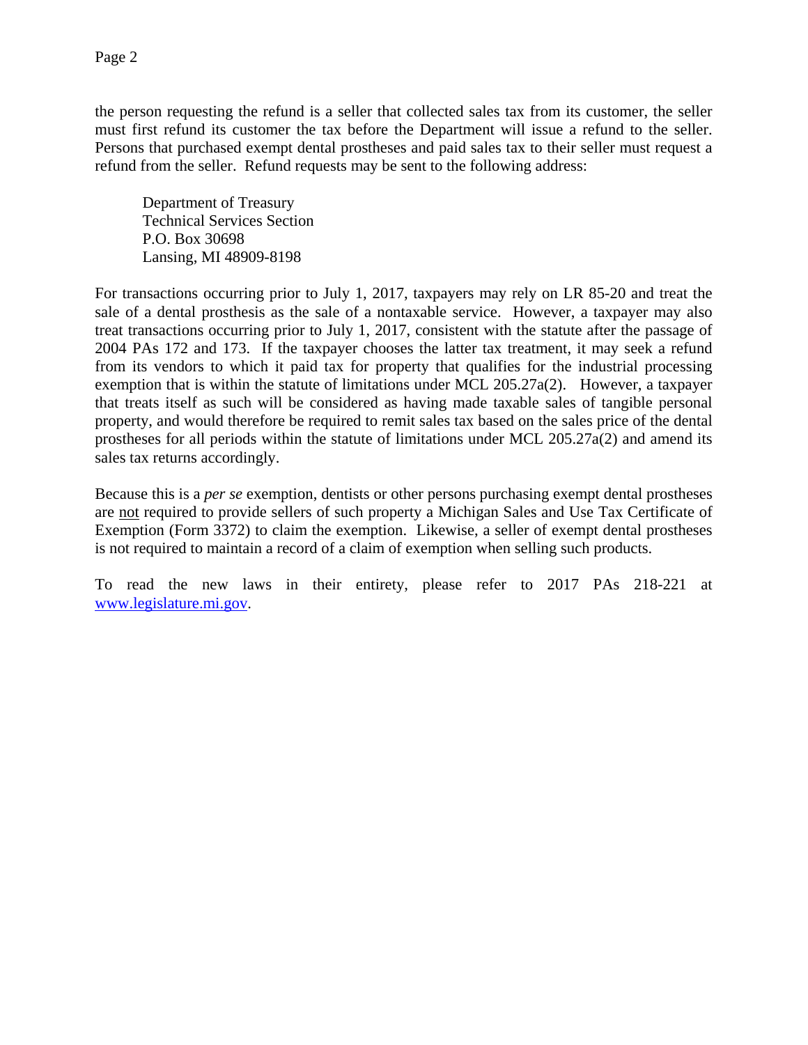the person requesting the refund is a seller that collected sales tax from its customer, the seller must first refund its customer the tax before the Department will issue a refund to the seller. Persons that purchased exempt dental prostheses and paid sales tax to their seller must request a refund from the seller. Refund requests may be sent to the following address:

> Department of Treasury
> Technical Services Section
> P.O. Box 30698
> Lansing, MI 48909-8198

For transactions occurring prior to July 1, 2017, taxpayers may rely on LR 85-20 and treat the sale of a dental prosthesis as the sale of a nontaxable service. However, a taxpayer may also treat transactions occurring prior to July 1, 2017, consistent with the statute after the passage of 2004 PAs 172 and 173. If the taxpayer chooses the latter tax treatment, it may seek a refund from its vendors to which it paid tax for property that qualifies for the industrial processing exemption that is within the statute of limitations under MCL 205.27a(2). However, a taxpayer that treats itself as such will be considered as having made taxable sales of tangible personal property, and would therefore be required to remit sales tax based on the sales price of the dental prostheses for all periods within the statute of limitations under MCL 205.27a(2) and amend its sales tax returns accordingly.

Because this is a *per se* exemption, dentists or other persons purchasing exempt dental prostheses are <u>not</u> required to provide sellers of such property a Michigan Sales and Use Tax Certificate of Exemption (Form 3372) to claim the exemption. Likewise, a seller of exempt dental prostheses is not required to maintain a record of a claim of exemption when selling such products.

To read the new laws in their entirety, please refer to 2017 PAs 218-221 at [www.legislature.mi.gov](http://www.legislature.mi.gov).